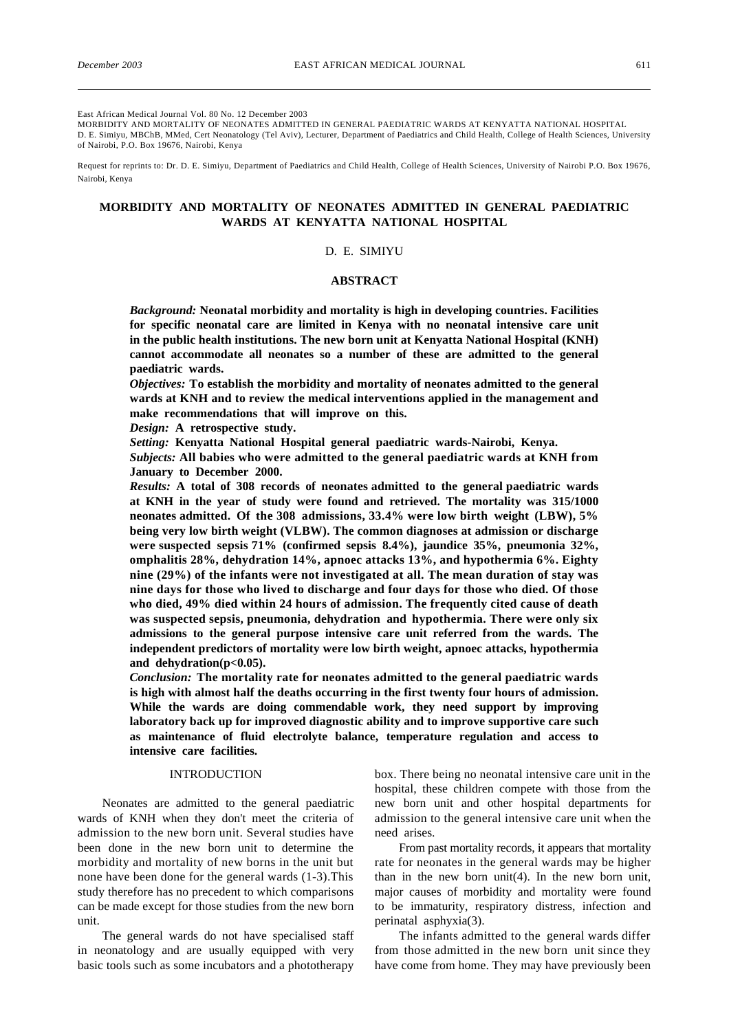East African Medical Journal Vol. 80 No. 12 December 2003

MORBIDITY AND MORTALITY OF NEONATES ADMITTED IN GENERAL PAEDIATRIC WARDS AT KENYATTA NATIONAL HOSPITAL

D. E. Simiyu, MBChB, MMed, Cert Neonatology (Tel Aviv), Lecturer, Department of Paediatrics and Child Health, College of Health Sciences, University of Nairobi, P.O. Box 19676, Nairobi, Kenya

Request for reprints to: Dr. D. E. Simiyu, Department of Paediatrics and Child Health, College of Health Sciences, University of Nairobi P.O. Box 19676, Nairobi, Kenya

# MORBIDITY AND MORTALITY OF NEONATES ADMITTED IN GENERAL PAEDIATRIC WARDS AT KENYATTA NATIONAL HOSPITAL

D. E. SIMIYU

## ABSTRACT

***Background:*** **Neonatal morbidity and mortality is high in developing countries. Facilities for specific neonatal care are limited in Kenya with no neonatal intensive care unit in the public health institutions. The new born unit at Kenyatta National Hospital (KNH) cannot accommodate all neonates so a number of these are admitted to the general paediatric wards.**

***Objectives:*** **To establish the morbidity and mortality of neonates admitted to the general wards at KNH and to review the medical interventions applied in the management and make recommendations that will improve on this.**

***Design:*** **A retrospective study.**

***Setting:*** **Kenyatta National Hospital general paediatric wards-Nairobi, Kenya.**

***Subjects:*** **All babies who were admitted to the general paediatric wards at KNH from January to December 2000.**

***Results:*** **A total of 308 records of neonates admitted to the general paediatric wards at KNH in the year of study were found and retrieved. The mortality was 315/1000 neonates admitted. Of the 308 admissions, 33.4% were low birth weight (LBW), 5% being very low birth weight (VLBW). The common diagnoses at admission or discharge were suspected sepsis 71% (confirmed sepsis 8.4%), jaundice 35%, pneumonia 32%, omphalitis 28%, dehydration 14%, apnoec attacks 13%, and hypothermia 6%. Eighty nine (29%) of the infants were not investigated at all. The mean duration of stay was nine days for those who lived to discharge and four days for those who died. Of those who died, 49% died within 24 hours of admission. The frequently cited cause of death was suspected sepsis, pneumonia, dehydration and hypothermia. There were only six admissions to the general purpose intensive care unit referred from the wards. The independent predictors of mortality were low birth weight, apnoec attacks, hypothermia and dehydration($p<0.05$).**

***Conclusion:*** **The mortality rate for neonates admitted to the general paediatric wards is high with almost half the deaths occurring in the first twenty four hours of admission. While the wards are doing commendable work, they need support by improving laboratory back up for improved diagnostic ability and to improve supportive care such as maintenance of fluid electrolyte balance, temperature regulation and access to intensive care facilities.**

## INTRODUCTION

Neonates are admitted to the general paediatric wards of KNH when they don't meet the criteria of admission to the new born unit. Several studies have been done in the new born unit to determine the morbidity and mortality of new borns in the unit but none have been done for the general wards (1-3).This study therefore has no precedent to which comparisons can be made except for those studies from the new born unit.

The general wards do not have specialised staff in neonatology and are usually equipped with very basic tools such as some incubators and a phototherapy box. There being no neonatal intensive care unit in the hospital, these children compete with those from the new born unit and other hospital departments for admission to the general intensive care unit when the need arises.

From past mortality records, it appears that mortality rate for neonates in the general wards may be higher than in the new born unit(4). In the new born unit, major causes of morbidity and mortality were found to be immaturity, respiratory distress, infection and perinatal asphyxia(3).

The infants admitted to the general wards differ from those admitted in the new born unit since they have come from home. They may have previously been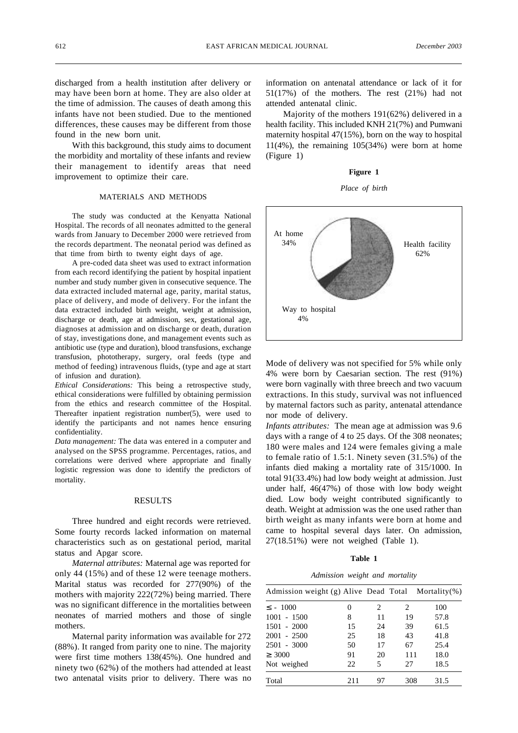discharged from a health institution after delivery or may have been born at home. They are also older at the time of admission. The causes of death among this infants have not been studied. Due to the mentioned differences, these causes may be different from those found in the new born unit.

With this background, this study aims to document the morbidity and mortality of these infants and review their management to identify areas that need improvement to optimize their care.

## MATERIALS AND METHODS

The study was conducted at the Kenyatta National Hospital. The records of all neonates admitted to the general wards from January to December 2000 were retrieved from the records department. The neonatal period was defined as that time from birth to twenty eight days of age.

A pre-coded data sheet was used to extract information from each record identifying the patient by hospital inpatient number and study number given in consecutive sequence. The data extracted included maternal age, parity, marital status, place of delivery, and mode of delivery. For the infant the data extracted included birth weight, weight at admission, discharge or death, age at admission, sex, gestational age, diagnoses at admission and on discharge or death, duration of stay, investigations done, and management events such as antibiotic use (type and duration), blood transfusions, exchange transfusion, phototherapy, surgery, oral feeds (type and method of feeding) intravenous fluids, (type and age at start of infusion and duration).

*Ethical Considerations:* This being a retrospective study, ethical considerations were fulfilled by obtaining permission from the ethics and research committee of the Hospital. Thereafter inpatient registration number(5), were used to identify the participants and not names hence ensuring confidentiality.

*Data management:* The data was entered in a computer and analysed on the SPSS programme. Percentages, ratios, and correlations were derived where appropriate and finally logistic regression was done to identify the predictors of mortality.

## RESULTS

Three hundred and eight records were retrieved. Some fourty records lacked information on maternal characteristics such as on gestational period, marital status and Apgar score.

*Maternal attributes:* Maternal age was reported for only 44 (15%) and of these 12 were teenage mothers. Marital status was recorded for 277(90%) of the mothers with majority 222(72%) being married. There was no significant difference in the mortalities between neonates of married mothers and those of single mothers.

Maternal parity information was available for 272 (88%). It ranged from parity one to nine. The majority were first time mothers 138(45%). One hundred and ninety two (62%) of the mothers had attended at least two antenatal visits prior to delivery. There was no information on antenatal attendance or lack of it for 51(17%) of the mothers. The rest (21%) had not attended antenatal clinic.

Majority of the mothers 191(62%) delivered in a health facility. This included KNH 21(7%) and Pumwani maternity hospital 47(15%), born on the way to hospital 11(4%), the remaining 105(34%) were born at home (Figure 1)

**Figure 1**

*Place of birth*

| Place of birth | Percentage |
|---|---|
| Health facility | 62% |
| At home | 34% |
| Way to hospital | 4% |

Mode of delivery was not specified for 5% while only 4% were born by Caesarian section. The rest (91%) were born vaginally with three breech and two vacuum extractions. In this study, survival was not influenced by maternal factors such as parity, antenatal attendance nor mode of delivery.

*Infants attributes:* The mean age at admission was 9.6 days with a range of 4 to 25 days. Of the 308 neonates; 180 were males and 124 were females giving a male to female ratio of 1.5:1. Ninety seven (31.5%) of the infants died making a mortality rate of 315/1000. In total 91(33.4%) had low body weight at admission. Just under half, 46(47%) of those with low body weight died. Low body weight contributed significantly to death. Weight at admission was the one used rather than birth weight as many infants were born at home and came to hospital several days later. On admission, 27(18.51%) were not weighed (Table 1).

**Table 1**

*Admission weight and mortality*

| Admission weight (g) | Alive | Dead | Total | Mortality(%) |
|---|---|---|---|---|
| ≤ - 1000 | 0 | 2 | 2 | 100 |
| 1001 - 1500 | 8 | 11 | 19 | 57.8 |
| 1501 - 2000 | 15 | 24 | 39 | 61.5 |
| 2001 - 2500 | 25 | 18 | 43 | 41.8 |
| 2501 - 3000 | 50 | 17 | 67 | 25.4 |
| ≥ 3000 | 91 | 20 | 111 | 18.0 |
| Not weighed | 22 | 5 | 27 | 18.5 |
| Total | 211 | 97 | 308 | 31.5 |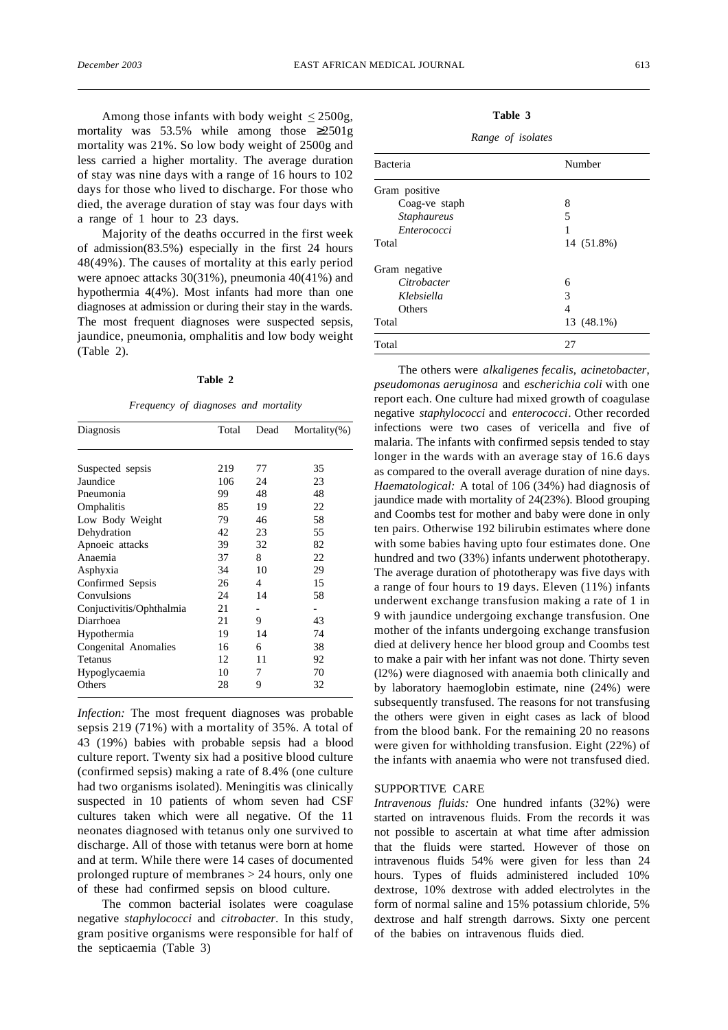Among those infants with body weight ≤ 2500g, mortality was 53.5% while among those ≥2501g mortality was 21%. So low body weight of 2500g and less carried a higher mortality. The average duration of stay was nine days with a range of 16 hours to 102 days for those who lived to discharge. For those who died, the average duration of stay was four days with a range of 1 hour to 23 days.

Majority of the deaths occurred in the first week of admission(83.5%) especially in the first 24 hours 48(49%). The causes of mortality at this early period were apnoec attacks 30(31%), pneumonia 40(41%) and hypothermia 4(4%). Most infants had more than one diagnoses at admission or during their stay in the wards. The most frequent diagnoses were suspected sepsis, jaundice, pneumonia, omphalitis and low body weight (Table 2).

**Table 2**

*Frequency of diagnoses and mortality*

| Diagnosis | Total | Dead | Mortality(%) |
|---|---|---|---|
| Suspected sepsis | 219 | 77 | 35 |
| Jaundice | 106 | 24 | 23 |
| Pneumonia | 99 | 48 | 48 |
| Omphalitis | 85 | 19 | 22 |
| Low Body Weight | 79 | 46 | 58 |
| Dehydration | 42 | 23 | 55 |
| Apnoeic attacks | 39 | 32 | 82 |
| Anaemia | 37 | 8 | 22 |
| Asphyxia | 34 | 10 | 29 |
| Confirmed Sepsis | 26 | 4 | 15 |
| Convulsions | 24 | 14 | 58 |
| Conjuctivitis/Ophthalmia | 21 | - | - |
| Diarrhoea | 21 | 9 | 43 |
| Hypothermia | 19 | 14 | 74 |
| Congenital Anomalies | 16 | 6 | 38 |
| Tetanus | 12 | 11 | 92 |
| Hypoglycaemia | 10 | 7 | 70 |
| Others | 28 | 9 | 32 |

*Infection:* The most frequent diagnoses was probable sepsis 219 (71%) with a mortality of 35%. A total of 43 (19%) babies with probable sepsis had a blood culture report. Twenty six had a positive blood culture (confirmed sepsis) making a rate of 8.4% (one culture had two organisms isolated). Meningitis was clinically suspected in 10 patients of whom seven had CSF cultures taken which were all negative. Of the 11 neonates diagnosed with tetanus only one survived to discharge. All of those with tetanus were born at home and at term. While there were 14 cases of documented prolonged rupture of membranes > 24 hours, only one of these had confirmed sepsis on blood culture.

The common bacterial isolates were coagulase negative *staphylococci* and *citrobacter*. In this study, gram positive organisms were responsible for half of the septicaemia (Table 3)

**Table 3**

*Range of isolates*

| Bacteria | Number |
|---|---|
| Gram positive | |
| Coag-ve staph | 8 |
| *Staphaureus* | 5 |
| *Enterococci* | 1 |
| Total | 14 (51.8%) |
| Gram negative | |
| *Citrobacter* | 6 |
| *Klebsiella* | 3 |
| Others | 4 |
| Total | 13 (48.1%) |
| Total | 27 |

The others were *alkaligenes fecalis*, *acinetobacter*, *pseudomonas aeruginosa* and *escherichia coli* with one report each. One culture had mixed growth of coagulase negative *staphylococci* and *enterococci*. Other recorded infections were two cases of vericella and five of malaria. The infants with confirmed sepsis tended to stay longer in the wards with an average stay of 16.6 days as compared to the overall average duration of nine days.

*Haematological:* A total of 106 (34%) had diagnosis of jaundice made with mortality of 24(23%). Blood grouping and Coombs test for mother and baby were done in only ten pairs. Otherwise 192 bilirubin estimates where done with some babies having upto four estimates done. One hundred and two (33%) infants underwent phototherapy. The average duration of phototherapy was five days with a range of four hours to 19 days. Eleven (11%) infants underwent exchange transfusion making a rate of 1 in 9 with jaundice undergoing exchange transfusion. One mother of the infants undergoing exchange transfusion died at delivery hence her blood group and Coombs test to make a pair with her infant was not done. Thirty seven (l2%) were diagnosed with anaemia both clinically and by laboratory haemoglobin estimate, nine (24%) were subsequently transfused. The reasons for not transfusing the others were given in eight cases as lack of blood from the blood bank. For the remaining 20 no reasons were given for withholding transfusion. Eight (22%) of the infants with anaemia who were not transfused died.

## SUPPORTIVE CARE

*Intravenous fluids:* One hundred infants (32%) were started on intravenous fluids. From the records it was not possible to ascertain at what time after admission that the fluids were started. However of those on intravenous fluids 54% were given for less than 24 hours. Types of fluids administered included 10% dextrose, 10% dextrose with added electrolytes in the form of normal saline and 15% potassium chloride, 5% dextrose and half strength darrows. Sixty one percent of the babies on intravenous fluids died.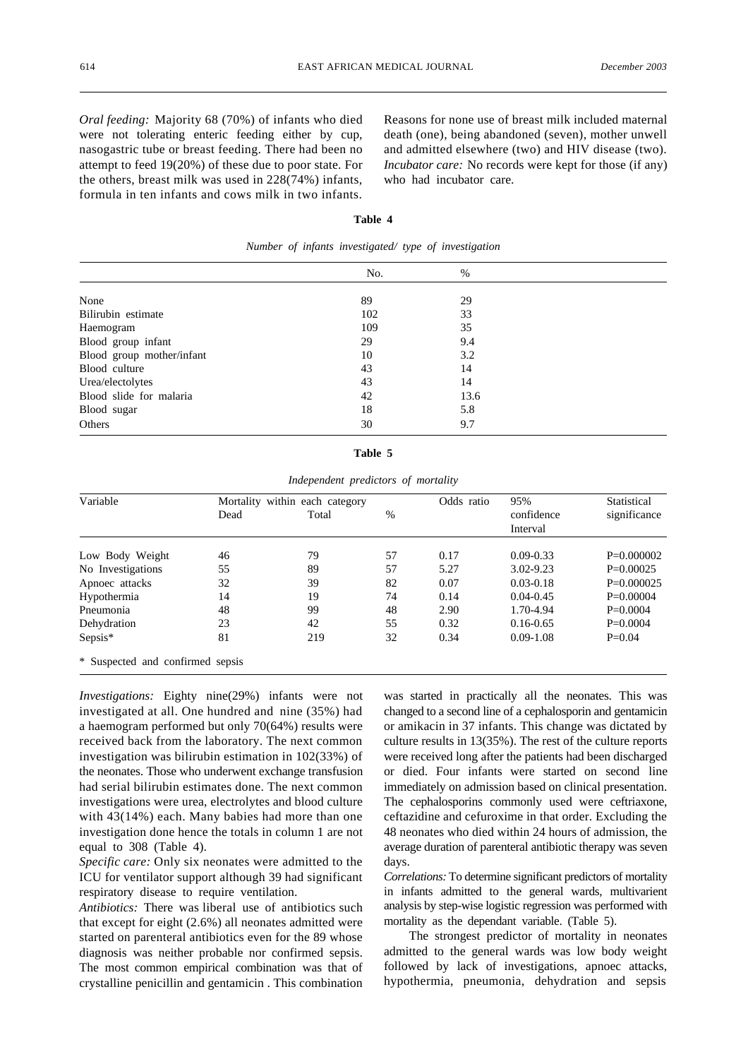*Oral feeding:* Majority 68 (70%) of infants who died were not tolerating enteric feeding either by cup, nasogastric tube or breast feeding. There had been no attempt to feed 19(20%) of these due to poor state. For the others, breast milk was used in 228(74%) infants, formula in ten infants and cows milk in two infants. Reasons for none use of breast milk included maternal death (one), being abandoned (seven), mother unwell and admitted elsewhere (two) and HIV disease (two).

*Incubator care:* No records were kept for those (if any) who had incubator care.

**Table 4**

*Number of infants investigated/ type of investigation*

| | No. | % |
|---|---|---|
| None | 89 | 29 |
| Bilirubin estimate | 102 | 33 |
| Haemogram | 109 | 35 |
| Blood group infant | 29 | 9.4 |
| Blood group mother/infant | 10 | 3.2 |
| Blood culture | 43 | 14 |
| Urea/electrolytes | 43 | 14 |
| Blood slide for malaria | 42 | 13.6 |
| Blood sugar | 18 | 5.8 |
| Others | 30 | 9.7 |

**Table 5**

*Independent predictors of mortality*

| Variable | Mortality within each category | | | Odds ratio | 95% confidence Interval | Statistical significance |
|---|---|---|---|---|---|---|
| | Dead | Total | % | | | |
| Low Body Weight | 46 | 79 | 57 | 0.17 | 0.09-0.33 | P=0.000002 |
| No Investigations | 55 | 89 | 57 | 5.27 | 3.02-9.23 | P=0.00025 |
| Apnoec attacks | 32 | 39 | 82 | 0.07 | 0.03-0.18 | P=0.000025 |
| Hypothermia | 14 | 19 | 74 | 0.14 | 0.04-0.45 | P=0.00004 |
| Pneumonia | 48 | 99 | 48 | 2.90 | 1.70-4.94 | P=0.0004 |
| Dehydration | 23 | 42 | 55 | 0.32 | 0.16-0.65 | P=0.0004 |
| Sepsis* | 81 | 219 | 32 | 0.34 | 0.09-1.08 | P=0.04 |

\* Suspected and confirmed sepsis

*Investigations:* Eighty nine(29%) infants were not investigated at all. One hundred and nine (35%) had a haemogram performed but only 70(64%) results were received back from the laboratory. The next common investigation was bilirubin estimation in 102(33%) of the neonates. Those who underwent exchange transfusion had serial bilirubin estimates done. The next common investigations were urea, electrolytes and blood culture with 43(14%) each. Many babies had more than one investigation done hence the totals in column 1 are not equal to 308 (Table 4).

*Specific care:* Only six neonates were admitted to the ICU for ventilator support although 39 had significant respiratory disease to require ventilation.

*Antibiotics:* There was liberal use of antibiotics such that except for eight (2.6%) all neonates admitted were started on parenteral antibiotics even for the 89 whose diagnosis was neither probable nor confirmed sepsis. The most common empirical combination was that of crystalline penicillin and gentamicin . This combination was started in practically all the neonates. This was changed to a second line of a cephalosporin and gentamicin or amikacin in 37 infants. This change was dictated by culture results in 13(35%). The rest of the culture reports were received long after the patients had been discharged or died. Four infants were started on second line immediately on admission based on clinical presentation. The cephalosporins commonly used were ceftriaxone, ceftazidine and cefuroxime in that order. Excluding the 48 neonates who died within 24 hours of admission, the average duration of parenteral antibiotic therapy was seven days.

*Correlations:* To determine significant predictors of mortality in infants admitted to the general wards, multivarient analysis by step-wise logistic regression was performed with mortality as the dependant variable. (Table 5).

The strongest predictor of mortality in neonates admitted to the general wards was low body weight followed by lack of investigations, apnoec attacks, hypothermia, pneumonia, dehydration and sepsis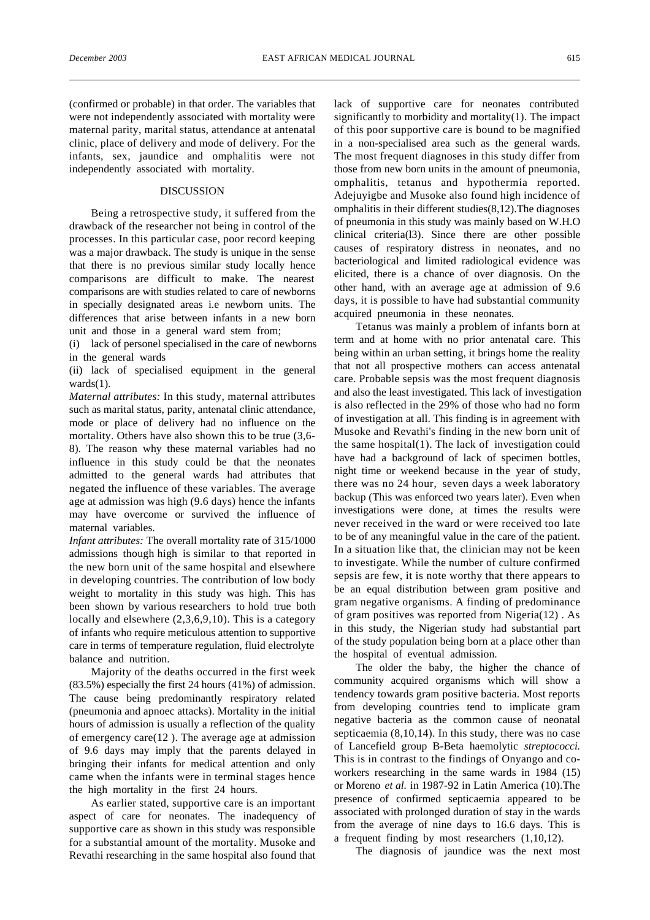(confirmed or probable) in that order. The variables that were not independently associated with mortality were maternal parity, marital status, attendance at antenatal clinic, place of delivery and mode of delivery. For the infants, sex, jaundice and omphalitis were not independently associated with mortality.

## DISCUSSION

Being a retrospective study, it suffered from the drawback of the researcher not being in control of the processes. In this particular case, poor record keeping was a major drawback. The study is unique in the sense that there is no previous similar study locally hence comparisons are difficult to make. The nearest comparisons are with studies related to care of newborns in specially designated areas i.e newborn units. The differences that arise between infants in a new born unit and those in a general ward stem from;

(i) lack of personel specialised in the care of newborns in the general wards

(ii) lack of specialised equipment in the general wards(1).

*Maternal attributes:* In this study, maternal attributes such as marital status, parity, antenatal clinic attendance, mode or place of delivery had no influence on the mortality. Others have also shown this to be true (3,6-8). The reason why these maternal variables had no influence in this study could be that the neonates admitted to the general wards had attributes that negated the influence of these variables. The average age at admission was high (9.6 days) hence the infants may have overcome or survived the influence of maternal variables.

*Infant attributes:* The overall mortality rate of 315/1000 admissions though high is similar to that reported in the new born unit of the same hospital and elsewhere in developing countries. The contribution of low body weight to mortality in this study was high. This has been shown by various researchers to hold true both locally and elsewhere (2,3,6,9,10). This is a category of infants who require meticulous attention to supportive care in terms of temperature regulation, fluid electrolyte balance and nutrition.

Majority of the deaths occurred in the first week (83.5%) especially the first 24 hours (41%) of admission. The cause being predominantly respiratory related (pneumonia and apnoec attacks). Mortality in the initial hours of admission is usually a reflection of the quality of emergency care(12 ). The average age at admission of 9.6 days may imply that the parents delayed in bringing their infants for medical attention and only came when the infants were in terminal stages hence the high mortality in the first 24 hours.

As earlier stated, supportive care is an important aspect of care for neonates. The inadequency of supportive care as shown in this study was responsible for a substantial amount of the mortality. Musoke and Revathi researching in the same hospital also found that lack of supportive care for neonates contributed significantly to morbidity and mortality(1). The impact of this poor supportive care is bound to be magnified in a non-specialised area such as the general wards. The most frequent diagnoses in this study differ from those from new born units in the amount of pneumonia, omphalitis, tetanus and hypothermia reported. Adejuyigbe and Musoke also found high incidence of omphalitis in their different studies(8,12).The diagnoses of pneumonia in this study was mainly based on W.H.O clinical criteria(l3). Since there are other possible causes of respiratory distress in neonates, and no bacteriological and limited radiological evidence was elicited, there is a chance of over diagnosis. On the other hand, with an average age at admission of 9.6 days, it is possible to have had substantial community acquired pneumonia in these neonates.

Tetanus was mainly a problem of infants born at term and at home with no prior antenatal care. This being within an urban setting, it brings home the reality that not all prospective mothers can access antenatal care. Probable sepsis was the most frequent diagnosis and also the least investigated. This lack of investigation is also reflected in the 29% of those who had no form of investigation at all. This finding is in agreement with Musoke and Revathi's finding in the new born unit of the same hospital(1). The lack of investigation could have had a background of lack of specimen bottles, night time or weekend because in the year of study, there was no 24 hour, seven days a week laboratory backup (This was enforced two years later). Even when investigations were done, at times the results were never received in the ward or were received too late to be of any meaningful value in the care of the patient. In a situation like that, the clinician may not be keen to investigate. While the number of culture confirmed sepsis are few, it is note worthy that there appears to be an equal distribution between gram positive and gram negative organisms. A finding of predominance of gram positives was reported from Nigeria(12) . As in this study, the Nigerian study had substantial part of the study population being born at a place other than the hospital of eventual admission.

The older the baby, the higher the chance of community acquired organisms which will show a tendency towards gram positive bacteria. Most reports from developing countries tend to implicate gram negative bacteria as the common cause of neonatal septicaemia (8,10,14). In this study, there was no case of Lancefield group B-Beta haemolytic *streptococci.* This is in contrast to the findings of Onyango and co-workers researching in the same wards in 1984 (15) or Moreno *et al.* in 1987-92 in Latin America (10).The presence of confirmed septicaemia appeared to be associated with prolonged duration of stay in the wards from the average of nine days to 16.6 days. This is a frequent finding by most researchers (1,10,12).

The diagnosis of jaundice was the next most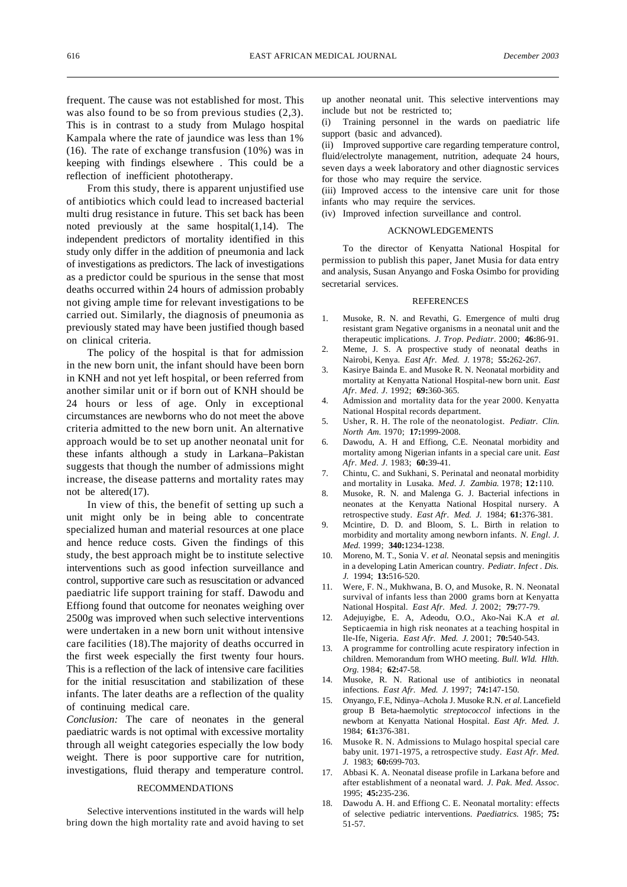frequent. The cause was not established for most. This was also found to be so from previous studies (2,3). This is in contrast to a study from Mulago hospital Kampala where the rate of jaundice was less than 1% (16). The rate of exchange transfusion (10%) was in keeping with findings elsewhere . This could be a reflection of inefficient phototherapy.

From this study, there is apparent unjustified use of antibiotics which could lead to increased bacterial multi drug resistance in future. This set back has been noted previously at the same hospital(1,14). The independent predictors of mortality identified in this study only differ in the addition of pneumonia and lack of investigations as predictors. The lack of investigations as a predictor could be spurious in the sense that most deaths occurred within 24 hours of admission probably not giving ample time for relevant investigations to be carried out. Similarly, the diagnosis of pneumonia as previously stated may have been justified though based on clinical criteria.

The policy of the hospital is that for admission in the new born unit, the infant should have been born in KNH and not yet left hospital, or been referred from another similar unit or if born out of KNH should be 24 hours or less of age. Only in exceptional circumstances are newborns who do not meet the above criteria admitted to the new born unit. An alternative approach would be to set up another neonatal unit for these infants although a study in Larkana–Pakistan suggests that though the number of admissions might increase, the disease patterns and mortality rates may not be altered(17).

In view of this, the benefit of setting up such a unit might only be in being able to concentrate specialized human and material resources at one place and hence reduce costs. Given the findings of this study, the best approach might be to institute selective interventions such as good infection surveillance and control, supportive care such as resuscitation or advanced paediatric life support training for staff. Dawodu and Effiong found that outcome for neonates weighing over 2500g was improved when such selective interventions were undertaken in a new born unit without intensive care facilities (18).The majority of deaths occurred in the first week especially the first twenty four hours. This is a reflection of the lack of intensive care facilities for the initial resuscitation and stabilization of these infants. The later deaths are a reflection of the quality of continuing medical care.

*Conclusion:* The care of neonates in the general paediatric wards is not optimal with excessive mortality through all weight categories especially the low body weight. There is poor supportive care for nutrition, investigations, fluid therapy and temperature control.

## RECOMMENDATIONS

Selective interventions instituted in the wards will help bring down the high mortality rate and avoid having to set up another neonatal unit. This selective interventions may include but not be restricted to;

(i) Training personnel in the wards on paediatric life support (basic and advanced).

(ii) Improved supportive care regarding temperature control, fluid/electrolyte management, nutrition, adequate 24 hours, seven days a week laboratory and other diagnostic services for those who may require the service.

(iii) Improved access to the intensive care unit for those infants who may require the services.

(iv) Improved infection surveillance and control.

## ACKNOWLEDGEMENTS

To the director of Kenyatta National Hospital for permission to publish this paper, Janet Musia for data entry and analysis, Susan Anyango and Foska Osimbo for providing secretarial services.

## REFERENCES

1. Musoke, R. N. and Revathi, G. Emergence of multi drug resistant gram Negative organisms in a neonatal unit and the therapeutic implications. *J. Trop. Pediatr.* 2000; **46:**86-91.
2. Meme, J. S. A prospective study of neonatal deaths in Nairobi, Kenya. *East Afr. Med. J.* 1978; **55:**262-267.
3. Kasirye Bainda E. and Musoke R. N. Neonatal morbidity and mortality at Kenyatta National Hospital-new born unit. *East Afr. Med. J.* 1992; **69:**360-365.
4. Admission and mortality data for the year 2000. Kenyatta National Hospital records department.
5. Usher, R. H. The role of the neonatologist. *Pediatr. Clin. North Am.* 1970; **17:**1999-2008.
6. Dawodu, A. H and Effiong, C.E. Neonatal morbidity and mortality among Nigerian infants in a special care unit. *East Afr. Med. J.* 1983; **60:**39-41.
7. Chintu, C. and Sukhani, S. Perinatal and neonatal morbidity and mortality in Lusaka. *Med. J. Zambia.* 1978; **12:**110.
8. Musoke, R. N. and Malenga G. J. Bacterial infections in neonates at the Kenyatta National Hospital nursery. A retrospective study. *East Afr. Med. J.* 1984; **61:**376-381.
9. Mcintire, D. D. and Bloom, S. L. Birth in relation to morbidity and mortality among newborn infants. *N. Engl. J. Med.* 1999; **340:**1234-1238.
10. Moreno, M. T., Sonia V. *et al.* Neonatal sepsis and meningitis in a developing Latin American country. *Pediatr. Infect . Dis. J.* 1994; **13:**516-520.
11. Were, F. N., Mukhwana, B. O, and Musoke, R. N. Neonatal survival of infants less than 2000 grams born at Kenyatta National Hospital. *East Afr. Med. J.* 2002; **79:**77-79.
12. Adejuyigbe, E. A, Adeodu, O.O., Ako-Nai K.A *et al.* Septicaemia in high risk neonates at a teaching hospital in Ile-Ife, Nigeria. *East Afr. Med. J.* 2001; **70:**540-543.
13. A programme for controlling acute respiratory infection in children. Memorandum from WHO meeting. *Bull. Wld. Hlth. Org.* 1984; **62:**47-58.
14. Musoke, R. N. Rational use of antibiotics in neonatal infections. *East Afr. Med. J.* 1997; **74:**147-150.
15. Onyango, F.E, Ndinya–Achola J. Musoke R.N. *et al.* Lancefield group B Beta-haemolytic *streptococcol* infections in the newborn at Kenyatta National Hospital. *East Afr. Med. J.* 1984; **61:**376-381.
16. Musoke R. N. Admissions to Mulago hospital special care baby unit. 1971-1975, a retrospective study. *East Afr. Med. J.* 1983; **60:**699-703.
17. Abbasi K. A. Neonatal disease profile in Larkana before and after establishment of a neonatal ward. *J. Pak. Med. Assoc.* 1995; **45:**235-236.
18. Dawodu A. H. and Effiong C. E. Neonatal mortality: effects of selective pediatric interventions. *Paediatrics.* 1985; **75:** 51-57.